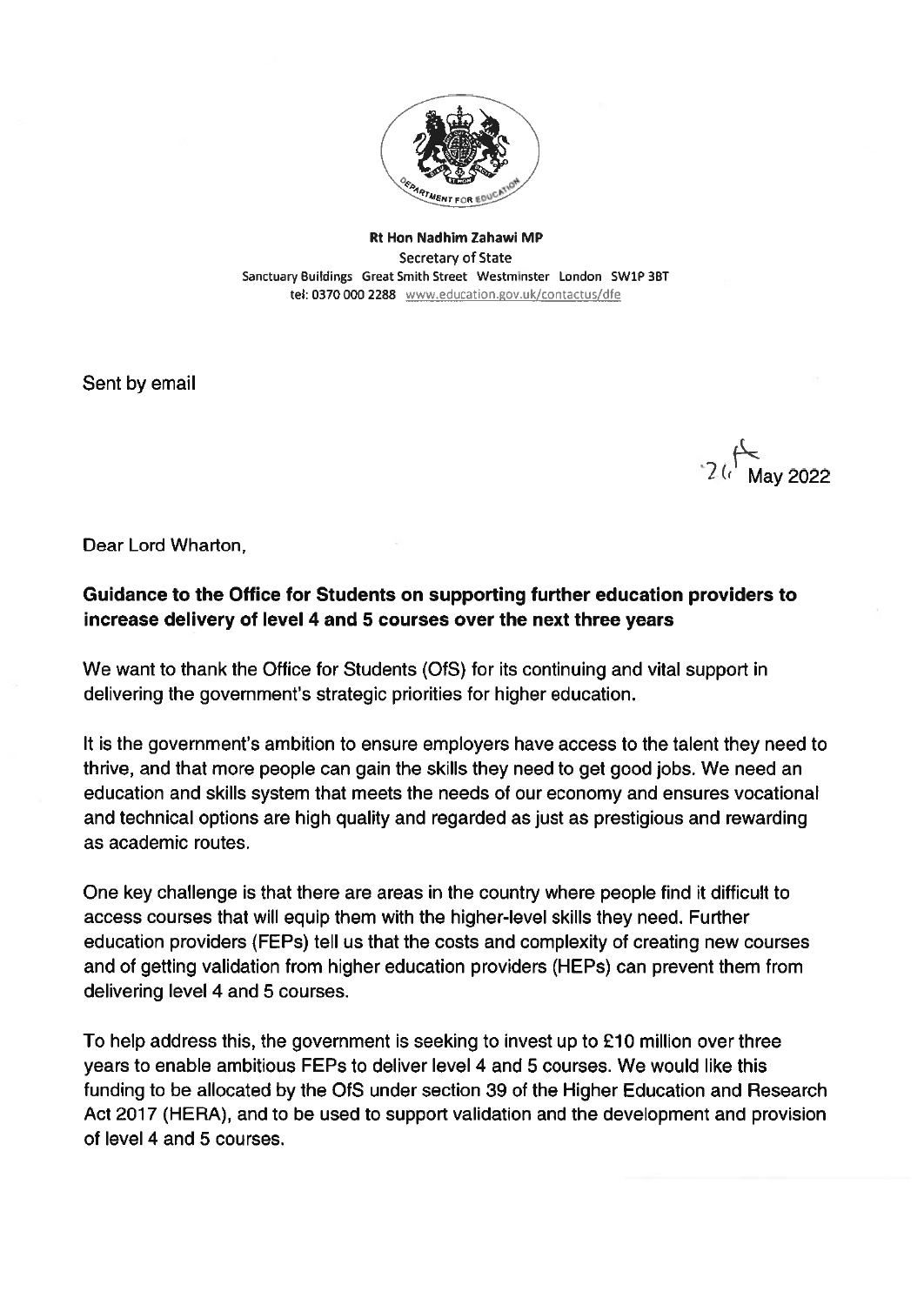**Rt Hon Nadhim Zahawi MP**
Secretary of State
Sanctuary Buildings Great Smith Street Westminster London SW1P 3BT
tel: 0370 000 2288 www.education.gov.uk/contactus/dfe

Sent by email

26th May 2022

Dear Lord Wharton,

**Guidance to the Office for Students on supporting further education providers to increase delivery of level 4 and 5 courses over the next three years**

We want to thank the Office for Students (OfS) for its continuing and vital support in delivering the government's strategic priorities for higher education.

It is the government's ambition to ensure employers have access to the talent they need to thrive, and that more people can gain the skills they need to get good jobs. We need an education and skills system that meets the needs of our economy and ensures vocational and technical options are high quality and regarded as just as prestigious and rewarding as academic routes.

One key challenge is that there are areas in the country where people find it difficult to access courses that will equip them with the higher-level skills they need. Further education providers (FEPs) tell us that the costs and complexity of creating new courses and of getting validation from higher education providers (HEPs) can prevent them from delivering level 4 and 5 courses.

To help address this, the government is seeking to invest up to £10 million over three years to enable ambitious FEPs to deliver level 4 and 5 courses. We would like this funding to be allocated by the OfS under section 39 of the Higher Education and Research Act 2017 (HERA), and to be used to support validation and the development and provision of level 4 and 5 courses.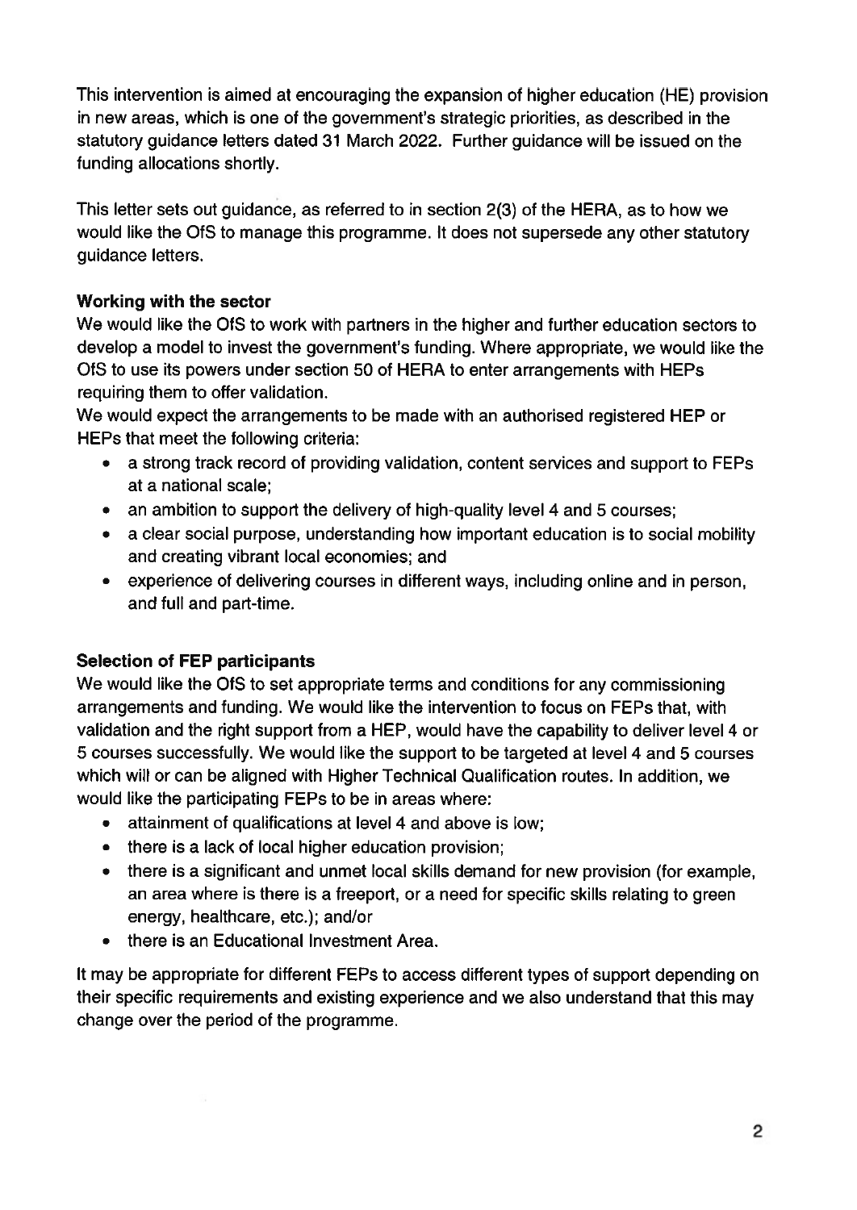This intervention is aimed at encouraging the expansion of higher education (HE) provision in new areas, which is one of the government's strategic priorities, as described in the statutory guidance letters dated 31 March 2022. Further guidance will be issued on the funding allocations shortly.

This letter sets out guidance, as referred to in section 2(3) of the HERA, as to how we would like the OfS to manage this programme. It does not supersede any other statutory guidance letters.

**Working with the sector**

We would like the OfS to work with partners in the higher and further education sectors to develop a model to invest the government's funding. Where appropriate, we would like the OfS to use its powers under section 50 of HERA to enter arrangements with HEPs requiring them to offer validation.

We would expect the arrangements to be made with an authorised registered HEP or HEPs that meet the following criteria:

- a strong track record of providing validation, content services and support to FEPs at a national scale;
- an ambition to support the delivery of high-quality level 4 and 5 courses;
- a clear social purpose, understanding how important education is to social mobility and creating vibrant local economies; and
- experience of delivering courses in different ways, including online and in person, and full and part-time.

**Selection of FEP participants**

We would like the OfS to set appropriate terms and conditions for any commissioning arrangements and funding. We would like the intervention to focus on FEPs that, with validation and the right support from a HEP, would have the capability to deliver level 4 or 5 courses successfully. We would like the support to be targeted at level 4 and 5 courses which will or can be aligned with Higher Technical Qualification routes. In addition, we would like the participating FEPs to be in areas where:

- attainment of qualifications at level 4 and above is low;
- there is a lack of local higher education provision;
- there is a significant and unmet local skills demand for new provision (for example, an area where is there is a freeport, or a need for specific skills relating to green energy, healthcare, etc.); and/or
- there is an Educational Investment Area.

It may be appropriate for different FEPs to access different types of support depending on their specific requirements and existing experience and we also understand that this may change over the period of the programme.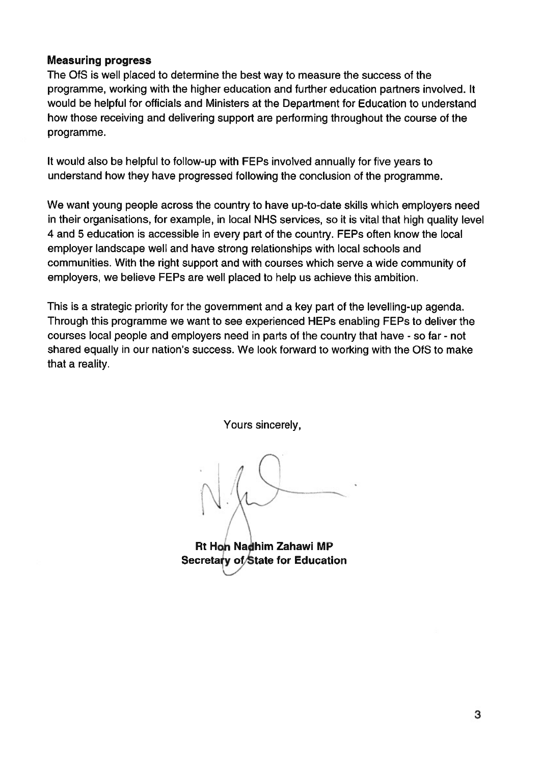**Measuring progress**

The OfS is well placed to determine the best way to measure the success of the programme, working with the higher education and further education partners involved. It would be helpful for officials and Ministers at the Department for Education to understand how those receiving and delivering support are performing throughout the course of the programme.

It would also be helpful to follow-up with FEPs involved annually for five years to understand how they have progressed following the conclusion of the programme.

We want young people across the country to have up-to-date skills which employers need in their organisations, for example, in local NHS services, so it is vital that high quality level 4 and 5 education is accessible in every part of the country. FEPs often know the local employer landscape well and have strong relationships with local schools and communities. With the right support and with courses which serve a wide community of employers, we believe FEPs are well placed to help us achieve this ambition.

This is a strategic priority for the government and a key part of the levelling-up agenda. Through this programme we want to see experienced HEPs enabling FEPs to deliver the courses local people and employers need in parts of the country that have - so far - not shared equally in our nation's success. We look forward to working with the OfS to make that a reality.

Yours sincerely,

**Rt Hon Nadhim Zahawi MP**
**Secretary of State for Education**